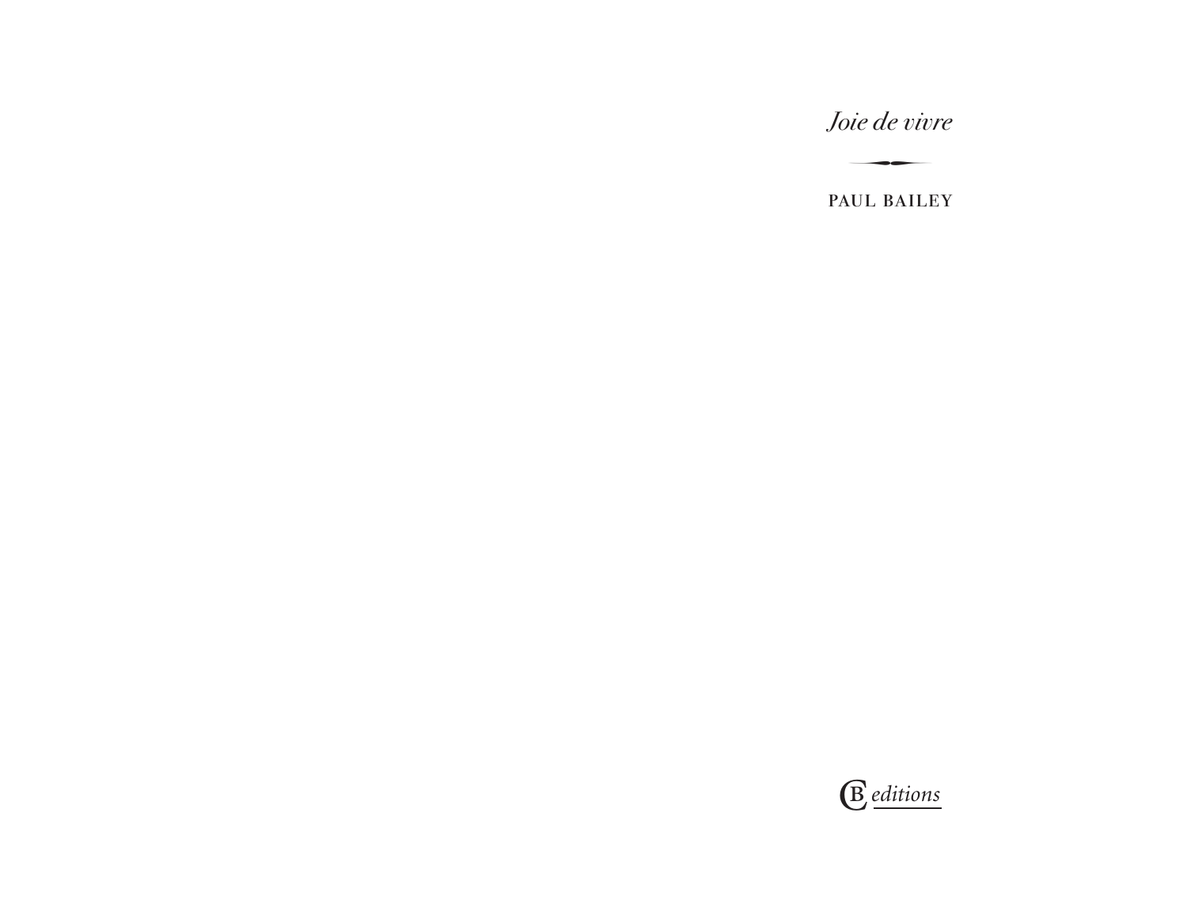# *Joie de vivre*

PAUL BAILEY

CB *editions*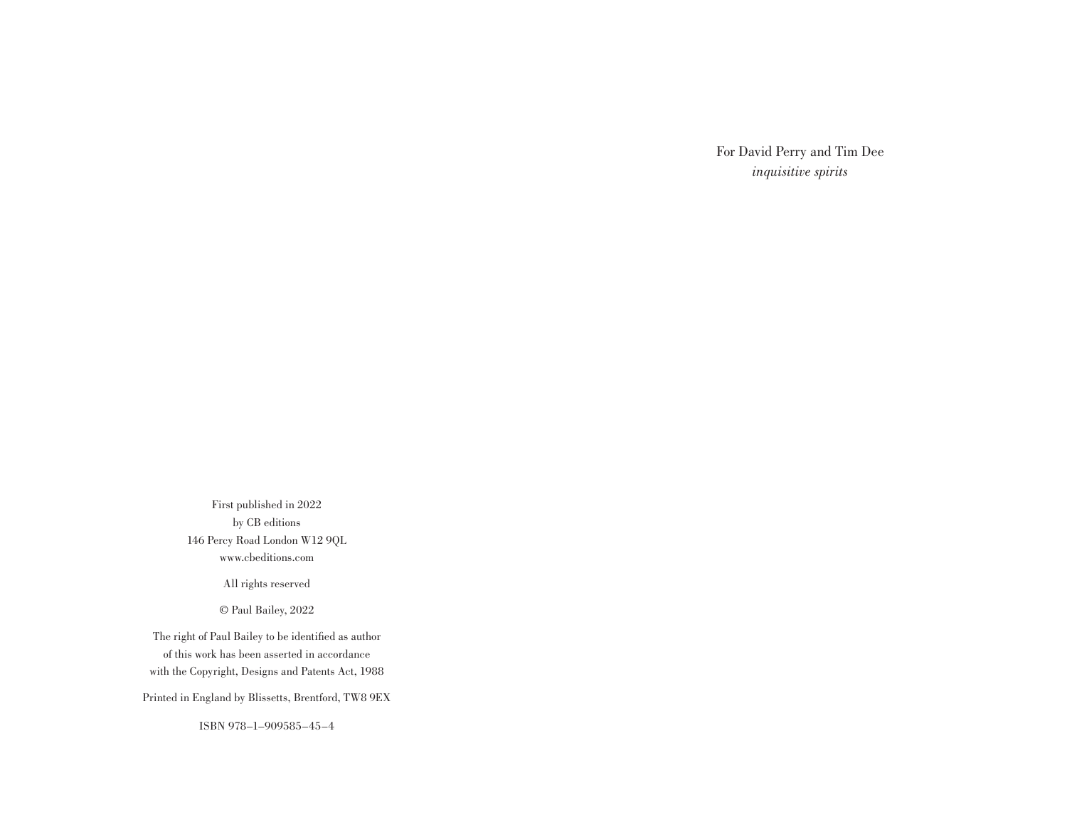First published in 2022
by CB editions
146 Percy Road London W12 9QL
www.cbeditions.com

All rights reserved

© Paul Bailey, 2022

The right of Paul Bailey to be identified as author
of this work has been asserted in accordance
with the Copyright, Designs and Patents Act, 1988

Printed in England by Blissetts, Brentford, TW8 9EX

ISBN 978–1–909585–45–4

For David Perry and Tim Dee
*inquisitive spirits*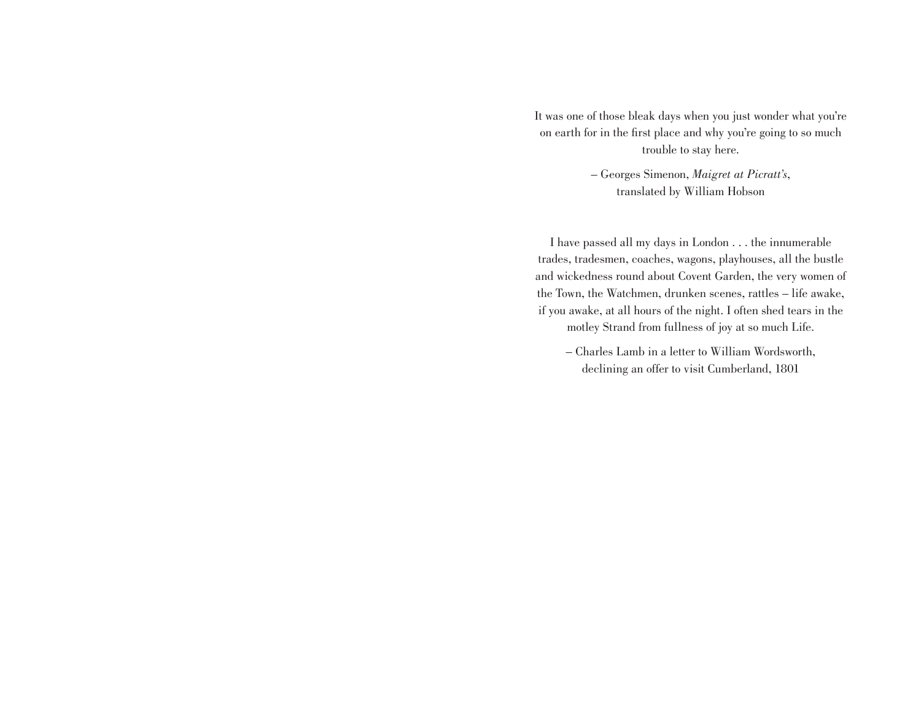It was one of those bleak days when you just wonder what you're on earth for in the first place and why you're going to so much trouble to stay here.

– Georges Simenon, *Maigret at Picratt's*,
translated by William Hobson

I have passed all my days in London . . . the innumerable trades, tradesmen, coaches, wagons, playhouses, all the bustle and wickedness round about Covent Garden, the very women of the Town, the Watchmen, drunken scenes, rattles – life awake, if you awake, at all hours of the night. I often shed tears in the motley Strand from fullness of joy at so much Life.

– Charles Lamb in a letter to William Wordsworth,
declining an offer to visit Cumberland, 1801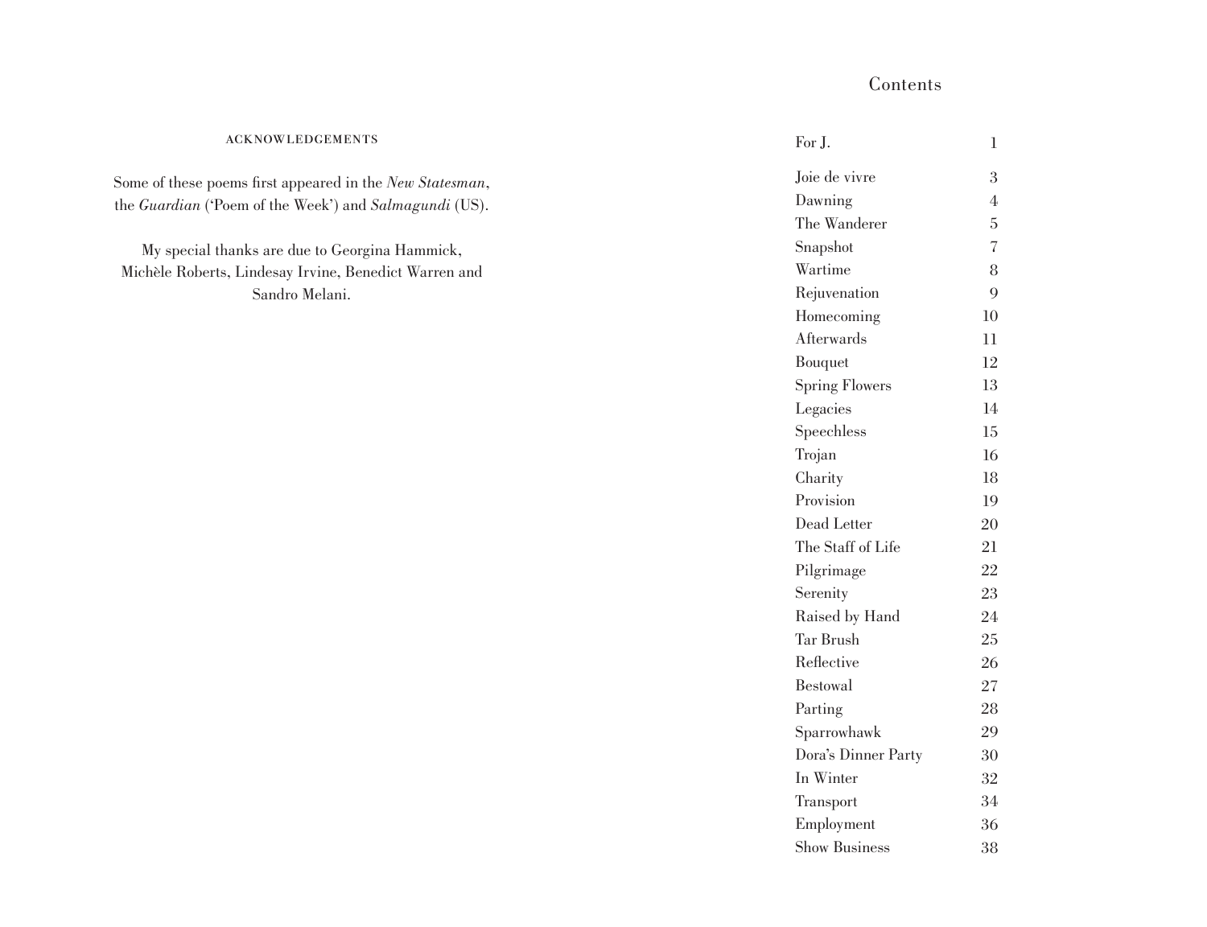## ACKNOWLEDGEMENTS

Some of these poems first appeared in the *New Statesman*, the *Guardian* ('Poem of the Week') and *Salmagundi* (US).

My special thanks are due to Georgina Hammick, Michèle Roberts, Lindesay Irvine, Benedict Warren and Sandro Melani.

# Contents

| | |
|---|---|
| For J. | 1 |
| Joie de vivre | 3 |
| Dawning | 4 |
| The Wanderer | 5 |
| Snapshot | 7 |
| Wartime | 8 |
| Rejuvenation | 9 |
| Homecoming | 10 |
| Afterwards | 11 |
| Bouquet | 12 |
| Spring Flowers | 13 |
| Legacies | 14 |
| Speechless | 15 |
| Trojan | 16 |
| Charity | 18 |
| Provision | 19 |
| Dead Letter | 20 |
| The Staff of Life | 21 |
| Pilgrimage | 22 |
| Serenity | 23 |
| Raised by Hand | 24 |
| Tar Brush | 25 |
| Reflective | 26 |
| Bestowal | 27 |
| Parting | 28 |
| Sparrowhawk | 29 |
| Dora's Dinner Party | 30 |
| In Winter | 32 |
| Transport | 34 |
| Employment | 36 |
| Show Business | 38 |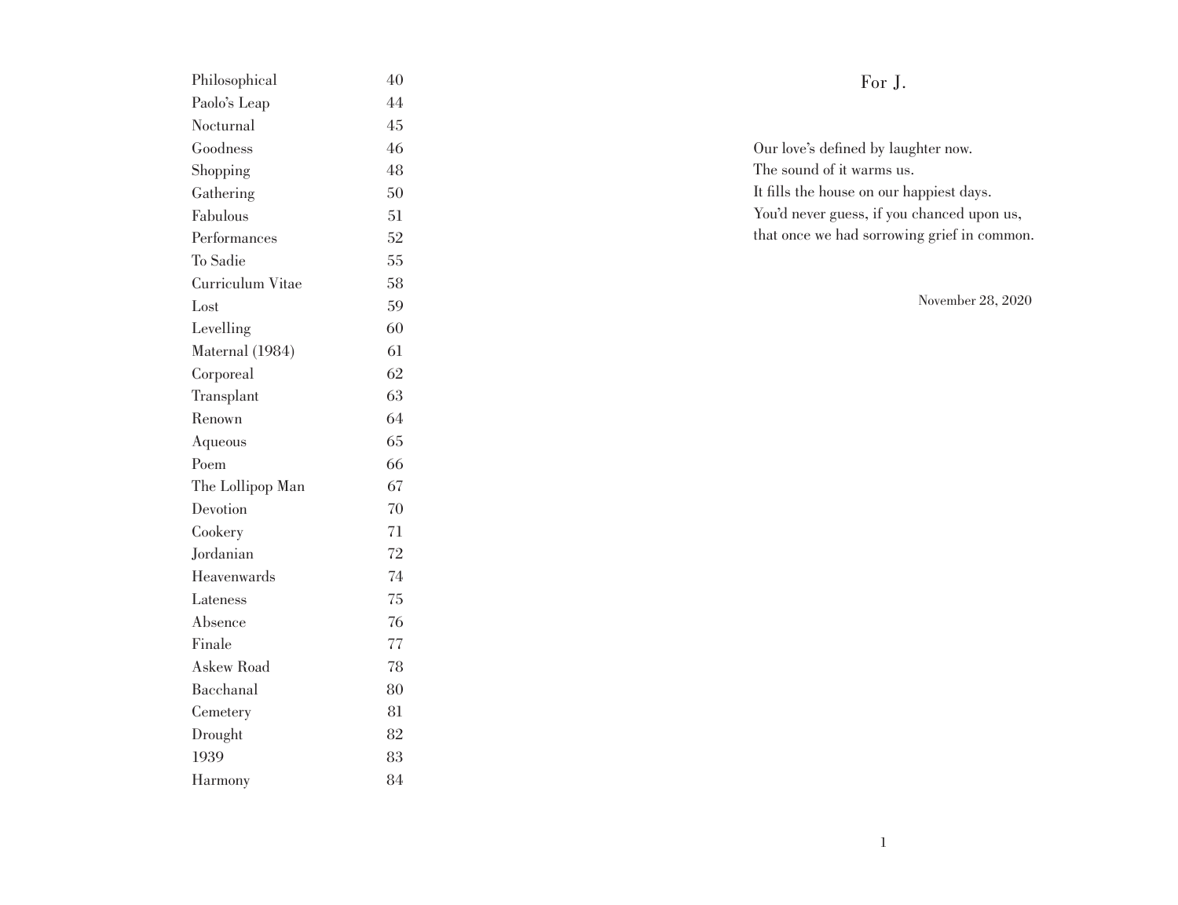| | |
|---|---|
| Philosophical | 40 |
| Paolo's Leap | 44 |
| Nocturnal | 45 |
| Goodness | 46 |
| Shopping | 48 |
| Gathering | 50 |
| Fabulous | 51 |
| Performances | 52 |
| To Sadie | 55 |
| Curriculum Vitae | 58 |
| Lost | 59 |
| Levelling | 60 |
| Maternal (1984) | 61 |
| Corporeal | 62 |
| Transplant | 63 |
| Renown | 64 |
| Aqueous | 65 |
| Poem | 66 |
| The Lollipop Man | 67 |
| Devotion | 70 |
| Cookery | 71 |
| Jordanian | 72 |
| Heavenwards | 74 |
| Lateness | 75 |
| Absence | 76 |
| Finale | 77 |
| Askew Road | 78 |
| Bacchanal | 80 |
| Cemetery | 81 |
| Drought | 82 |
| 1939 | 83 |
| Harmony | 84 |

## For J.

Our love's defined by laughter now.
The sound of it warms us.
It fills the house on our happiest days.
You'd never guess, if you chanced upon us,
that once we had sorrowing grief in common.

November 28, 2020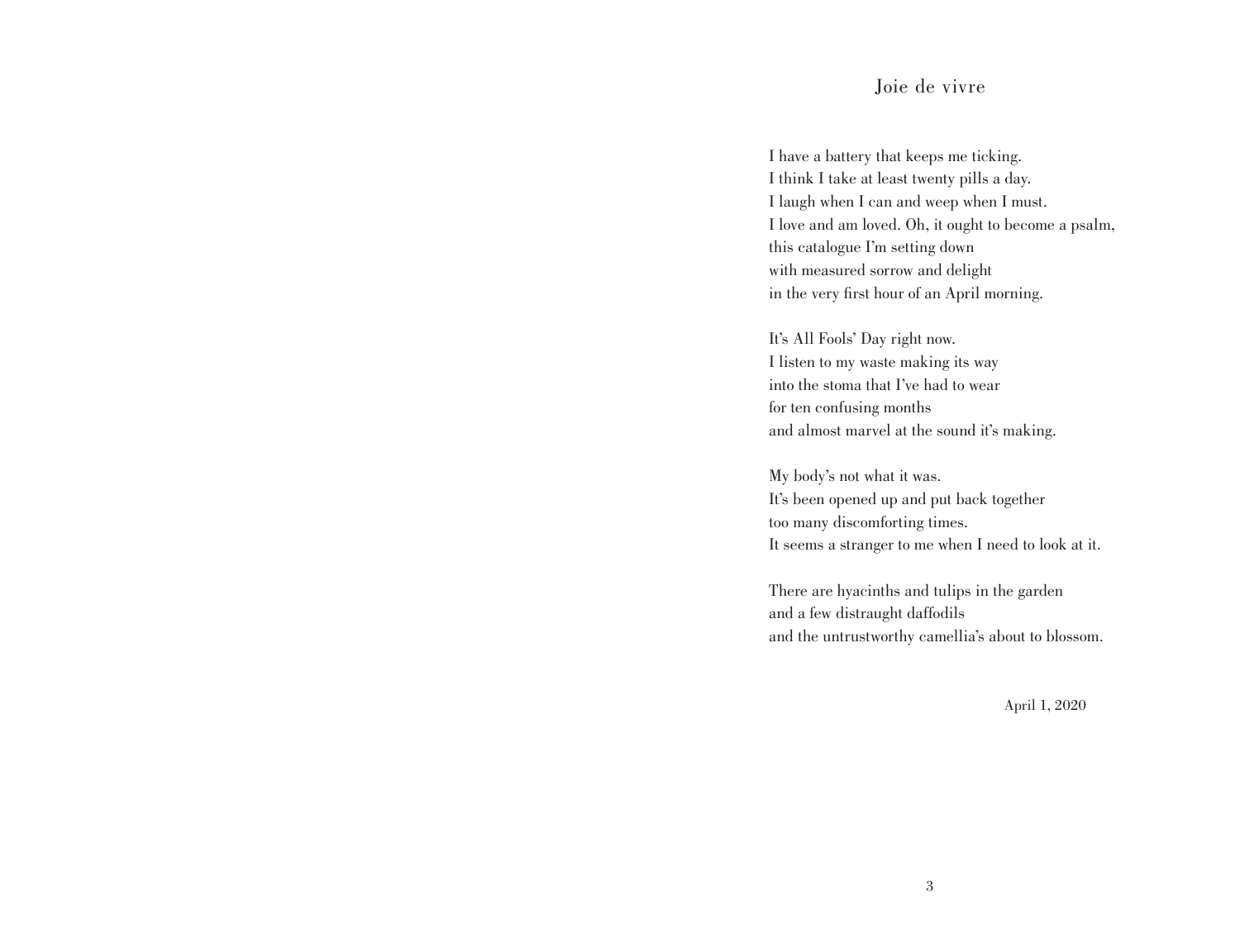# Joie de vivre

I have a battery that keeps me ticking.
I think I take at least twenty pills a day.
I laugh when I can and weep when I must.
I love and am loved. Oh, it ought to become a psalm,
this catalogue I'm setting down
with measured sorrow and delight
in the very first hour of an April morning.

It's All Fools' Day right now.
I listen to my waste making its way
into the stoma that I've had to wear
for ten confusing months
and almost marvel at the sound it's making.

My body's not what it was.
It's been opened up and put back together
too many discomforting times.
It seems a stranger to me when I need to look at it.

There are hyacinths and tulips in the garden
and a few distraught daffodils
and the untrustworthy camellia's about to blossom.

April 1, 2020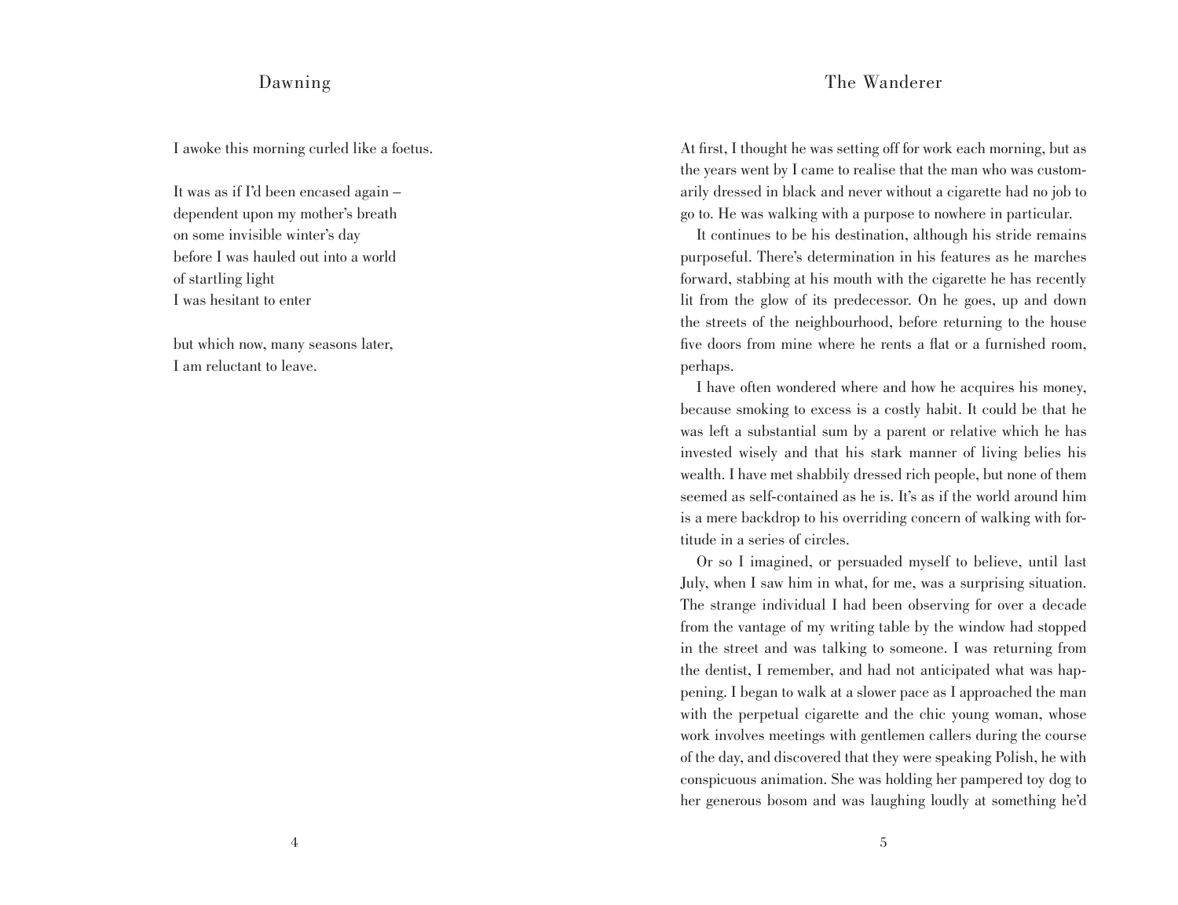## Dawning

I awoke this morning curled like a foetus.

It was as if I'd been encased again –  
dependent upon my mother's breath  
on some invisible winter's day  
before I was hauled out into a world  
of startling light  
I was hesitant to enter

but which now, many seasons later,  
I am reluctant to leave.

## The Wanderer

At first, I thought he was setting off for work each morning, but as the years went by I came to realise that the man who was customarily dressed in black and never without a cigarette had no job to go to. He was walking with a purpose to nowhere in particular.

It continues to be his destination, although his stride remains purposeful. There's determination in his features as he marches forward, stabbing at his mouth with the cigarette he has recently lit from the glow of its predecessor. On he goes, up and down the streets of the neighbourhood, before returning to the house five doors from mine where he rents a flat or a furnished room, perhaps.

I have often wondered where and how he acquires his money, because smoking to excess is a costly habit. It could be that he was left a substantial sum by a parent or relative which he has invested wisely and that his stark manner of living belies his wealth. I have met shabbily dressed rich people, but none of them seemed as self-contained as he is. It's as if the world around him is a mere backdrop to his overriding concern of walking with fortitude in a series of circles.

Or so I imagined, or persuaded myself to believe, until last July, when I saw him in what, for me, was a surprising situation. The strange individual I had been observing for over a decade from the vantage of my writing table by the window had stopped in the street and was talking to someone. I was returning from the dentist, I remember, and had not anticipated what was happening. I began to walk at a slower pace as I approached the man with the perpetual cigarette and the chic young woman, whose work involves meetings with gentlemen callers during the course of the day, and discovered that they were speaking Polish, he with conspicuous animation. She was holding her pampered toy dog to her generous bosom and was laughing loudly at something he'd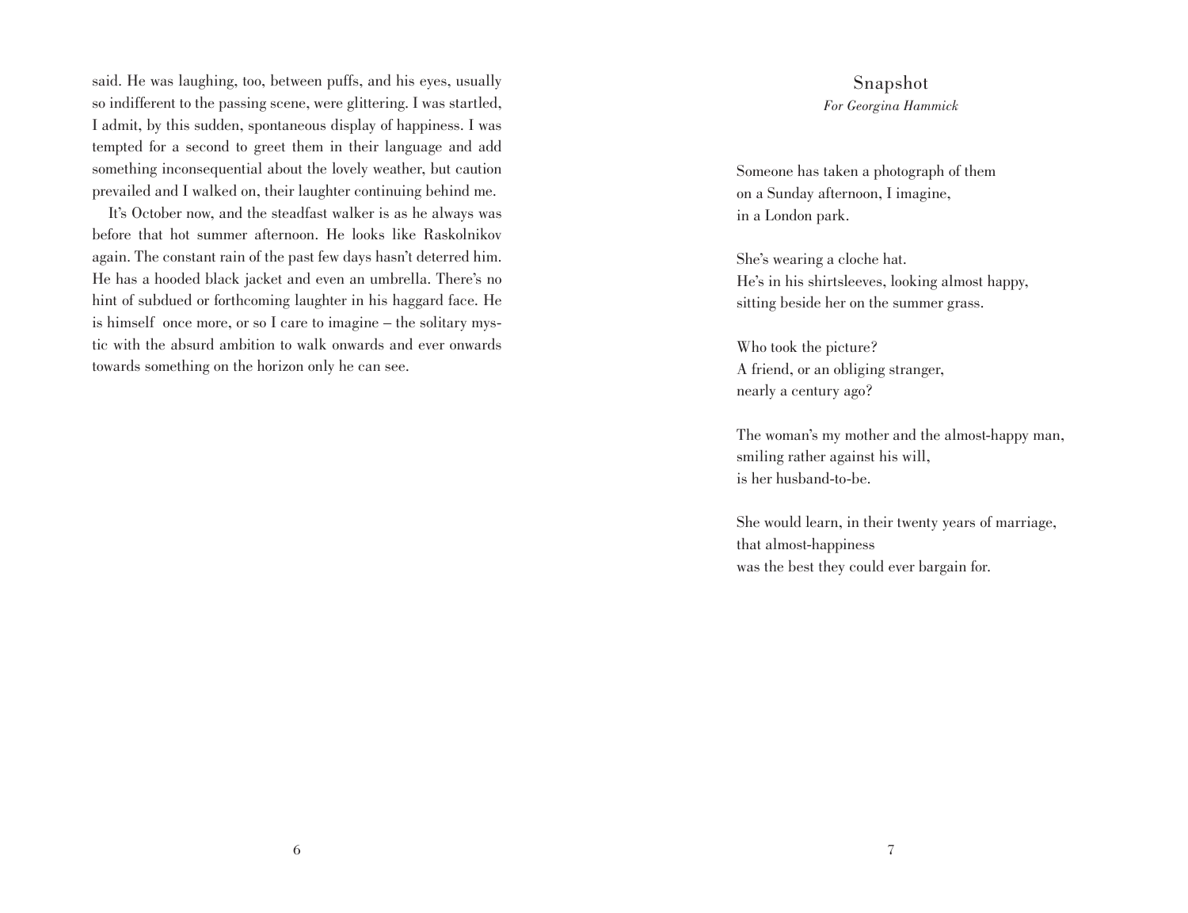said. He was laughing, too, between puffs, and his eyes, usually so indifferent to the passing scene, were glittering. I was startled, I admit, by this sudden, spontaneous display of happiness. I was tempted for a second to greet them in their language and add something inconsequential about the lovely weather, but caution prevailed and I walked on, their laughter continuing behind me.

It's October now, and the steadfast walker is as he always was before that hot summer afternoon. He looks like Raskolnikov again. The constant rain of the past few days hasn't deterred him. He has a hooded black jacket and even an umbrella. There's no hint of subdued or forthcoming laughter in his haggard face. He is himself once more, or so I care to imagine – the solitary mystic with the absurd ambition to walk onwards and ever onwards towards something on the horizon only he can see.

## Snapshot

*For Georgina Hammick*

Someone has taken a photograph of them  
on a Sunday afternoon, I imagine,  
in a London park.

She's wearing a cloche hat.  
He's in his shirtsleeves, looking almost happy,  
sitting beside her on the summer grass.

Who took the picture?  
A friend, or an obliging stranger,  
nearly a century ago?

The woman's my mother and the almost-happy man,  
smiling rather against his will,  
is her husband-to-be.

She would learn, in their twenty years of marriage,  
that almost-happiness  
was the best they could ever bargain for.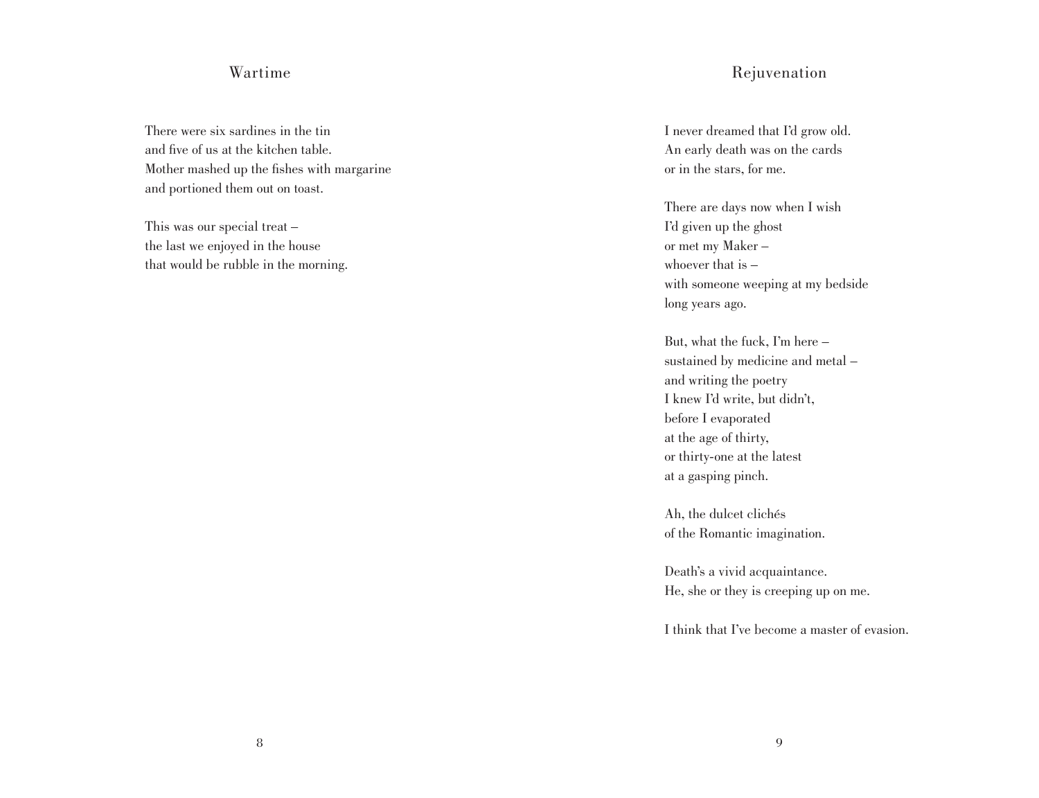## Wartime

There were six sardines in the tin
and five of us at the kitchen table.
Mother mashed up the fishes with margarine
and portioned them out on toast.

This was our special treat –
the last we enjoyed in the house
that would be rubble in the morning.

## Rejuvenation

I never dreamed that I'd grow old.
An early death was on the cards
or in the stars, for me.

There are days now when I wish
I'd given up the ghost
or met my Maker –
whoever that is –
with someone weeping at my bedside
long years ago.

But, what the fuck, I'm here –
sustained by medicine and metal –
and writing the poetry
I knew I'd write, but didn't,
before I evaporated
at the age of thirty,
or thirty-one at the latest
at a gasping pinch.

Ah, the dulcet clichés
of the Romantic imagination.

Death's a vivid acquaintance.
He, she or they is creeping up on me.

I think that I've become a master of evasion.